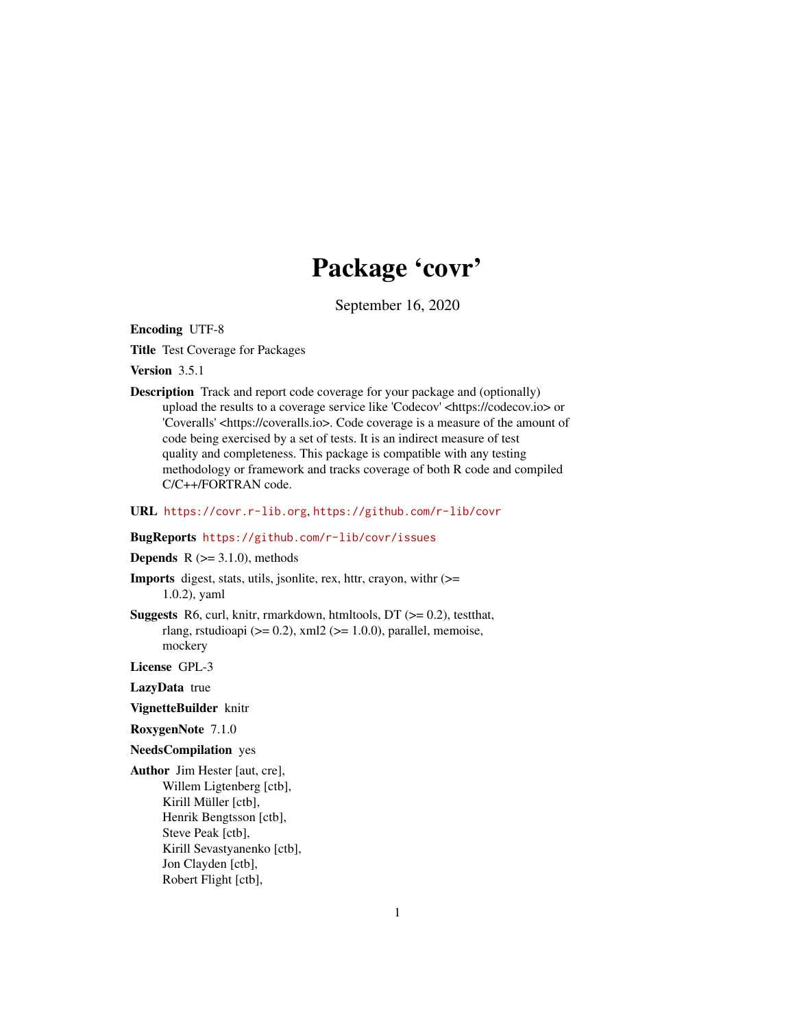# Package 'covr'

September 16, 2020

**Encoding** UTF-8

**Title** Test Coverage for Packages

**Version** 3.5.1

**Description** Track and report code coverage for your package and (optionally) upload the results to a coverage service like 'Codecov' <https://codecov.io> or 'Coveralls' <https://coveralls.io>. Code coverage is a measure of the amount of code being exercised by a set of tests. It is an indirect measure of test quality and completeness. This package is compatible with any testing methodology or framework and tracks coverage of both R code and compiled C/C++/FORTRAN code.

**URL** https://covr.r-lib.org, https://github.com/r-lib/covr

**BugReports** https://github.com/r-lib/covr/issues

**Depends** R (>= 3.1.0), methods

**Imports** digest, stats, utils, jsonlite, rex, httr, crayon, withr (>= 1.0.2), yaml

**Suggests** R6, curl, knitr, rmarkdown, htmltools, DT (>= 0.2), testthat, rlang, rstudioapi (>= 0.2), xml2 (>= 1.0.0), parallel, memoise, mockery

**License** GPL-3

**LazyData** true

**VignetteBuilder** knitr

**RoxygenNote** 7.1.0

**NeedsCompilation** yes

**Author** Jim Hester [aut, cre],
Willem Ligtenberg [ctb],
Kirill Müller [ctb],
Henrik Bengtsson [ctb],
Steve Peak [ctb],
Kirill Sevastyanenko [ctb],
Jon Clayden [ctb],
Robert Flight [ctb],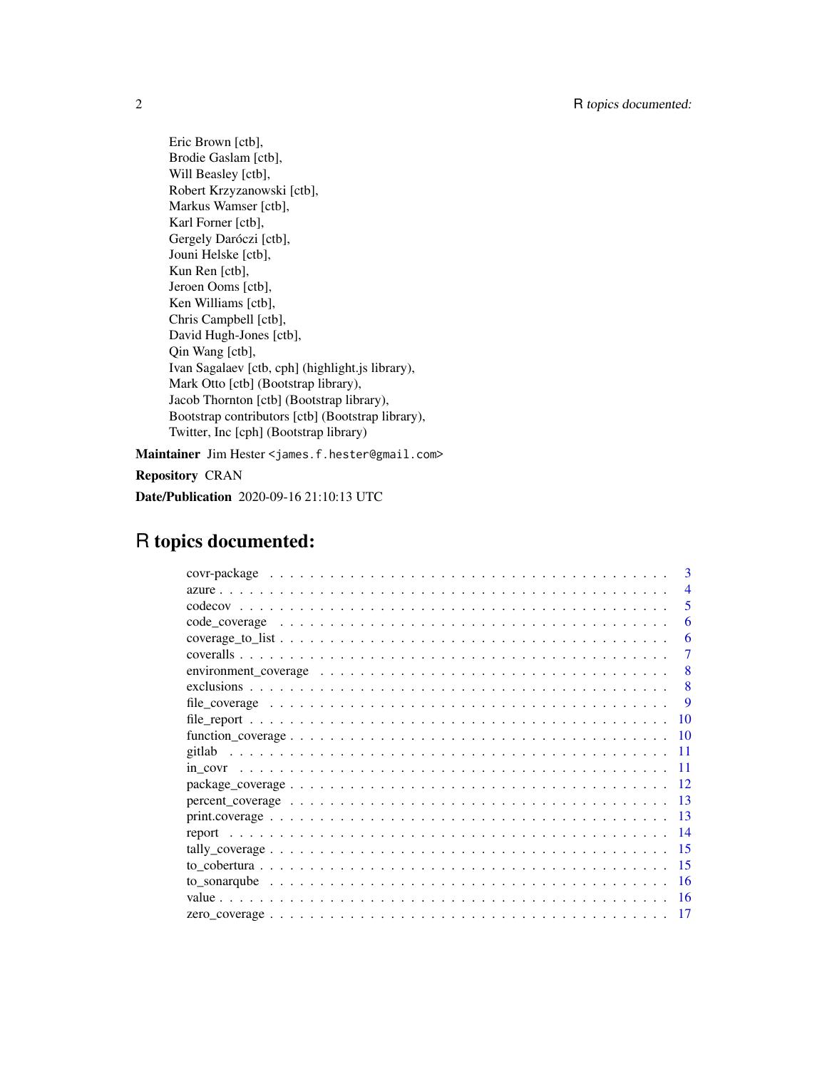Eric Brown [ctb],
Brodie Gaslam [ctb],
Will Beasley [ctb],
Robert Krzyzanowski [ctb],
Markus Wamser [ctb],
Karl Forner [ctb],
Gergely Daróczi [ctb],
Jouni Helske [ctb],
Kun Ren [ctb],
Jeroen Ooms [ctb],
Ken Williams [ctb],
Chris Campbell [ctb],
David Hugh-Jones [ctb],
Qin Wang [ctb],
Ivan Sagalaev [ctb, cph] (highlight.js library),
Mark Otto [ctb] (Bootstrap library),
Jacob Thornton [ctb] (Bootstrap library),
Bootstrap contributors [ctb] (Bootstrap library),
Twitter, Inc [cph] (Bootstrap library)

**Maintainer** Jim Hester <james.f.hester@gmail.com>

**Repository** CRAN

**Date/Publication** 2020-09-16 21:10:13 UTC

# R topics documented:

- covr-package . . . 3
- azure . . . 4
- codecov . . . 5
- code_coverage . . . 6
- coverage_to_list . . . 6
- coveralls . . . 7
- environment_coverage . . . 8
- exclusions . . . 8
- file_coverage . . . 9
- file_report . . . 10
- function_coverage . . . 10
- gitlab . . . 11
- in_covr . . . 11
- package_coverage . . . 12
- percent_coverage . . . 13
- print.coverage . . . 13
- report . . . 14
- tally_coverage . . . 15
- to_cobertura . . . 15
- to_sonarqube . . . 16
- value . . . 16
- zero_coverage . . . 17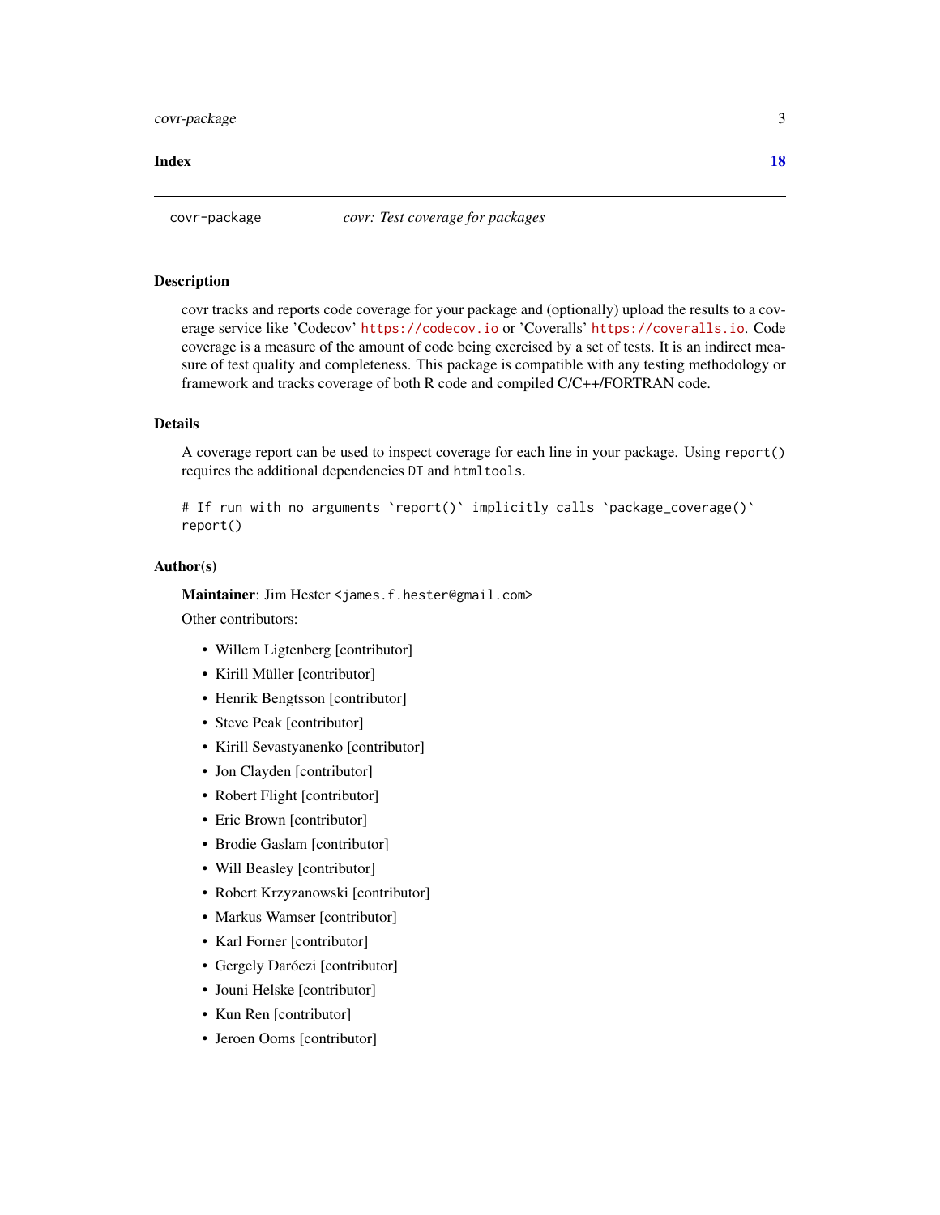Index 18

---

covr-package    *covr: Test coverage for packages*

---

## Description

covr tracks and reports code coverage for your package and (optionally) upload the results to a coverage service like 'Codecov' https://codecov.io or 'Coveralls' https://coveralls.io. Code coverage is a measure of the amount of code being exercised by a set of tests. It is an indirect measure of test quality and completeness. This package is compatible with any testing methodology or framework and tracks coverage of both R code and compiled C/C++/FORTRAN code.

## Details

A coverage report can be used to inspect coverage for each line in your package. Using `report()` requires the additional dependencies `DT` and `htmltools`.

```
# If run with no arguments `report()` implicitly calls `package_coverage()`
report()
```

## Author(s)

**Maintainer**: Jim Hester <james.f.hester@gmail.com>

Other contributors:

- Willem Ligtenberg [contributor]
- Kirill Müller [contributor]
- Henrik Bengtsson [contributor]
- Steve Peak [contributor]
- Kirill Sevastyanenko [contributor]
- Jon Clayden [contributor]
- Robert Flight [contributor]
- Eric Brown [contributor]
- Brodie Gaslam [contributor]
- Will Beasley [contributor]
- Robert Krzyzanowski [contributor]
- Markus Wamser [contributor]
- Karl Forner [contributor]
- Gergely Daróczi [contributor]
- Jouni Helske [contributor]
- Kun Ren [contributor]
- Jeroen Ooms [contributor]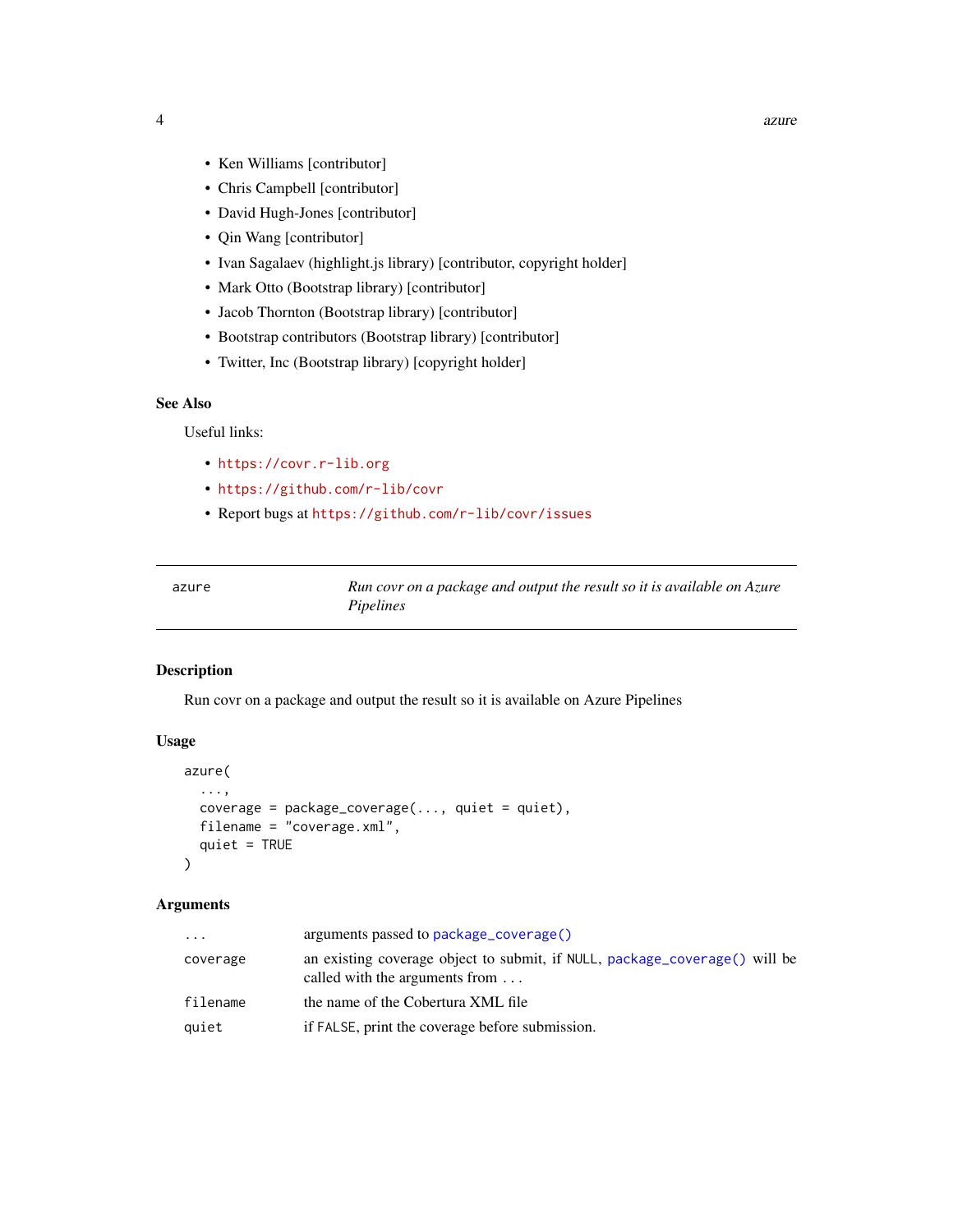- Ken Williams [contributor]
- Chris Campbell [contributor]
- David Hugh-Jones [contributor]
- Qin Wang [contributor]
- Ivan Sagalaev (highlight.js library) [contributor, copyright holder]
- Mark Otto (Bootstrap library) [contributor]
- Jacob Thornton (Bootstrap library) [contributor]
- Bootstrap contributors (Bootstrap library) [contributor]
- Twitter, Inc (Bootstrap library) [copyright holder]

### See Also

Useful links:

- `https://covr.r-lib.org`
- `https://github.com/r-lib/covr`
- Report bugs at `https://github.com/r-lib/covr/issues`

---

## azure — *Run covr on a package and output the result so it is available on Azure Pipelines*

---

### Description

Run covr on a package and output the result so it is available on Azure Pipelines

### Usage

```
azure(
  ...,
  coverage = package_coverage(..., quiet = quiet),
  filename = "coverage.xml",
  quiet = TRUE
)
```

### Arguments

| | |
|---|---|
| `...` | arguments passed to `package_coverage()` |
| `coverage` | an existing coverage object to submit, if `NULL`, `package_coverage()` will be called with the arguments from `...` |
| `filename` | the name of the Cobertura XML file |
| `quiet` | if `FALSE`, print the coverage before submission. |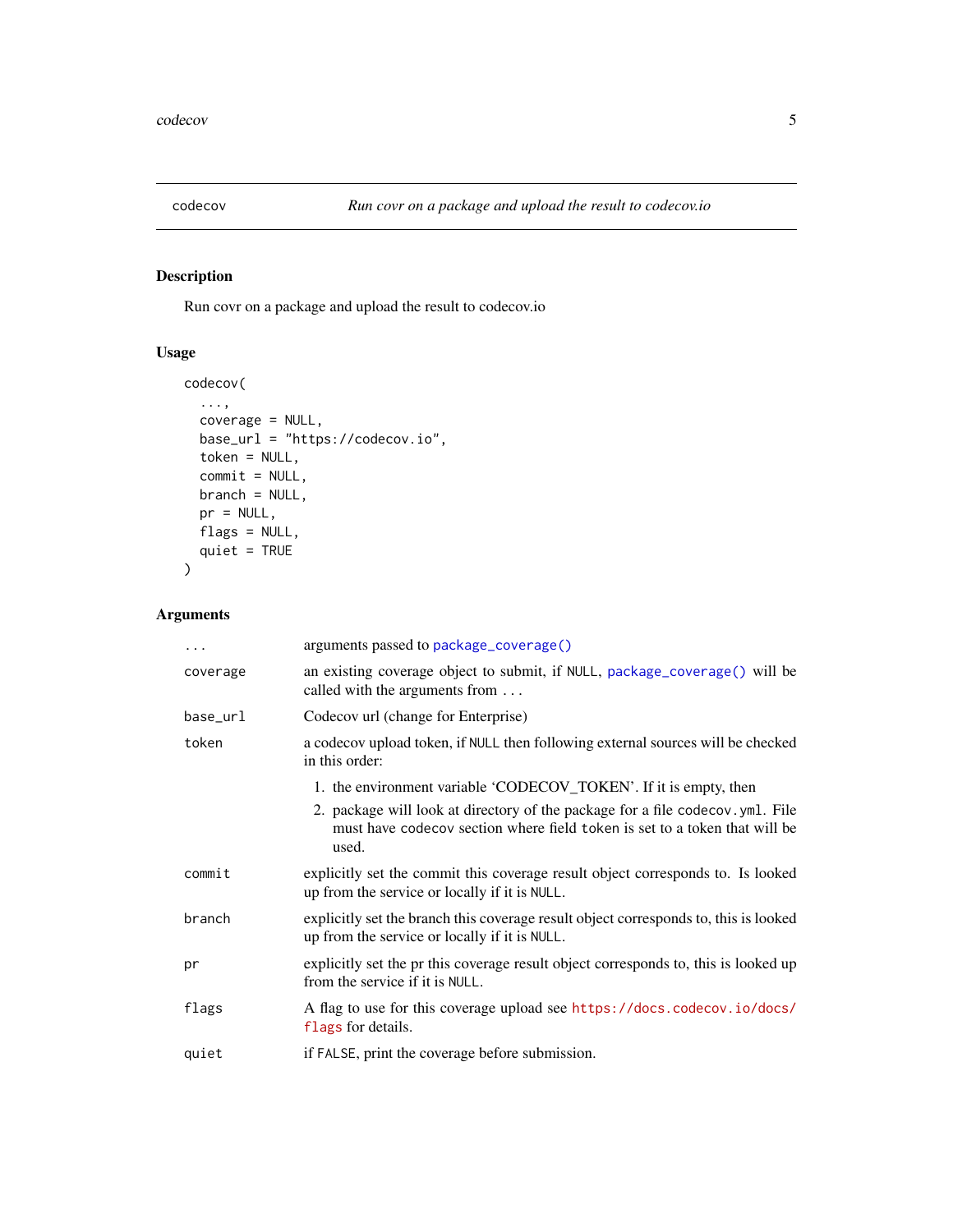## codecov

*Run covr on a package and upload the result to codecov.io*

### Description

Run covr on a package and upload the result to codecov.io

### Usage

```
codecov(
  ...,
  coverage = NULL,
  base_url = "https://codecov.io",
  token = NULL,
  commit = NULL,
  branch = NULL,
  pr = NULL,
  flags = NULL,
  quiet = TRUE
)
```

### Arguments

| Argument | Description |
|---|---|
| `...` | arguments passed to `package_coverage()` |
| `coverage` | an existing coverage object to submit, if `NULL`, `package_coverage()` will be called with the arguments from ... |
| `base_url` | Codecov url (change for Enterprise) |
| `token` | a codecov upload token, if `NULL` then following external sources will be checked in this order:<br>1. the environment variable 'CODECOV_TOKEN'. If it is empty, then<br>2. package will look at directory of the package for a file `codecov.yml`. File must have `codecov` section where field `token` is set to a token that will be used. |
| `commit` | explicitly set the commit this coverage result object corresponds to. Is looked up from the service or locally if it is `NULL`. |
| `branch` | explicitly set the branch this coverage result object corresponds to, this is looked up from the service or locally if it is `NULL`. |
| `pr` | explicitly set the pr this coverage result object corresponds to, this is looked up from the service if it is `NULL`. |
| `flags` | A flag to use for this coverage upload see https://docs.codecov.io/docs/flags for details. |
| `quiet` | if `FALSE`, print the coverage before submission. |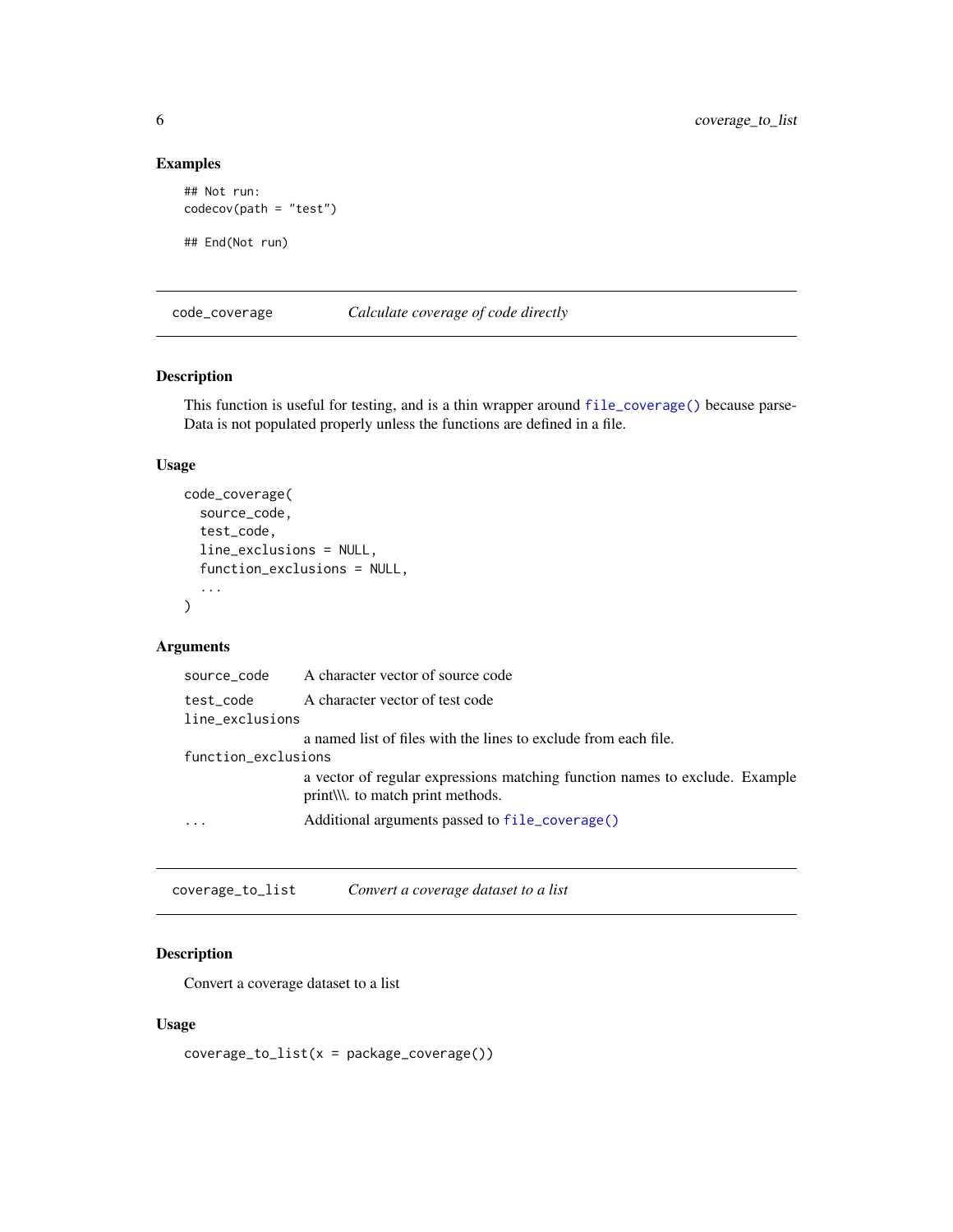### Examples

```
## Not run:
codecov(path = "test")

## End(Not run)
```

---

## code_coverage — *Calculate coverage of code directly*

### Description

This function is useful for testing, and is a thin wrapper around `file_coverage()` because parseData is not populated properly unless the functions are defined in a file.

### Usage

```
code_coverage(
  source_code,
  test_code,
  line_exclusions = NULL,
  function_exclusions = NULL,
  ...
)
```

### Arguments

| | |
|---|---|
| `source_code` | A character vector of source code |
| `test_code` | A character vector of test code |
| `line_exclusions` | a named list of files with the lines to exclude from each file. |
| `function_exclusions` | a vector of regular expressions matching function names to exclude. Example print\\\. to match print methods. |
| `...` | Additional arguments passed to `file_coverage()` |

---

## coverage_to_list — *Convert a coverage dataset to a list*

### Description

Convert a coverage dataset to a list

### Usage

```
coverage_to_list(x = package_coverage())
```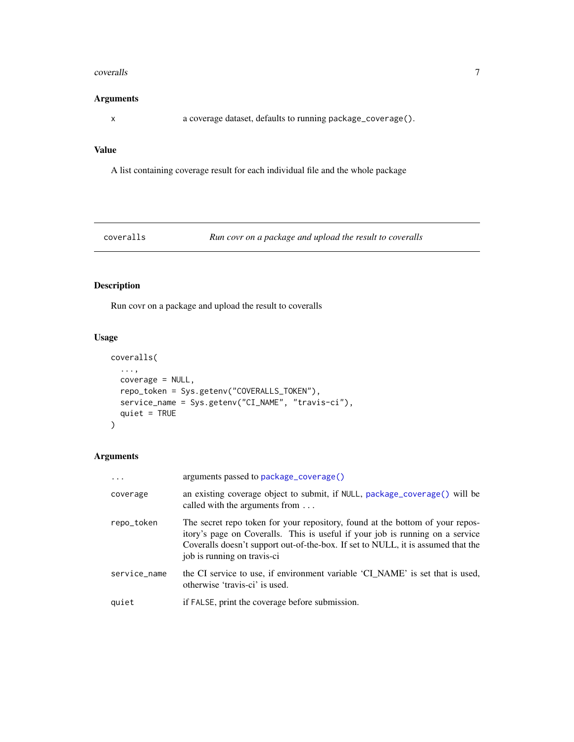## Arguments

| | |
|---|---|
| `x` | a coverage dataset, defaults to running `package_coverage()`. |

## Value

A list containing coverage result for each individual file and the whole package

---

# `coveralls` — *Run covr on a package and upload the result to coveralls*

## Description

Run covr on a package and upload the result to coveralls

## Usage

```
coveralls(
  ...,
  coverage = NULL,
  repo_token = Sys.getenv("COVERALLS_TOKEN"),
  service_name = Sys.getenv("CI_NAME", "travis-ci"),
  quiet = TRUE
)
```

## Arguments

| | |
|---|---|
| `...` | arguments passed to `package_coverage()` |
| `coverage` | an existing coverage object to submit, if `NULL`, `package_coverage()` will be called with the arguments from `...` |
| `repo_token` | The secret repo token for your repository, found at the bottom of your repository's page on Coveralls. This is useful if your job is running on a service Coveralls doesn't support out-of-the-box. If set to NULL, it is assumed that the job is running on travis-ci |
| `service_name` | the CI service to use, if environment variable 'CI_NAME' is set that is used, otherwise 'travis-ci' is used. |
| `quiet` | if `FALSE`, print the coverage before submission. |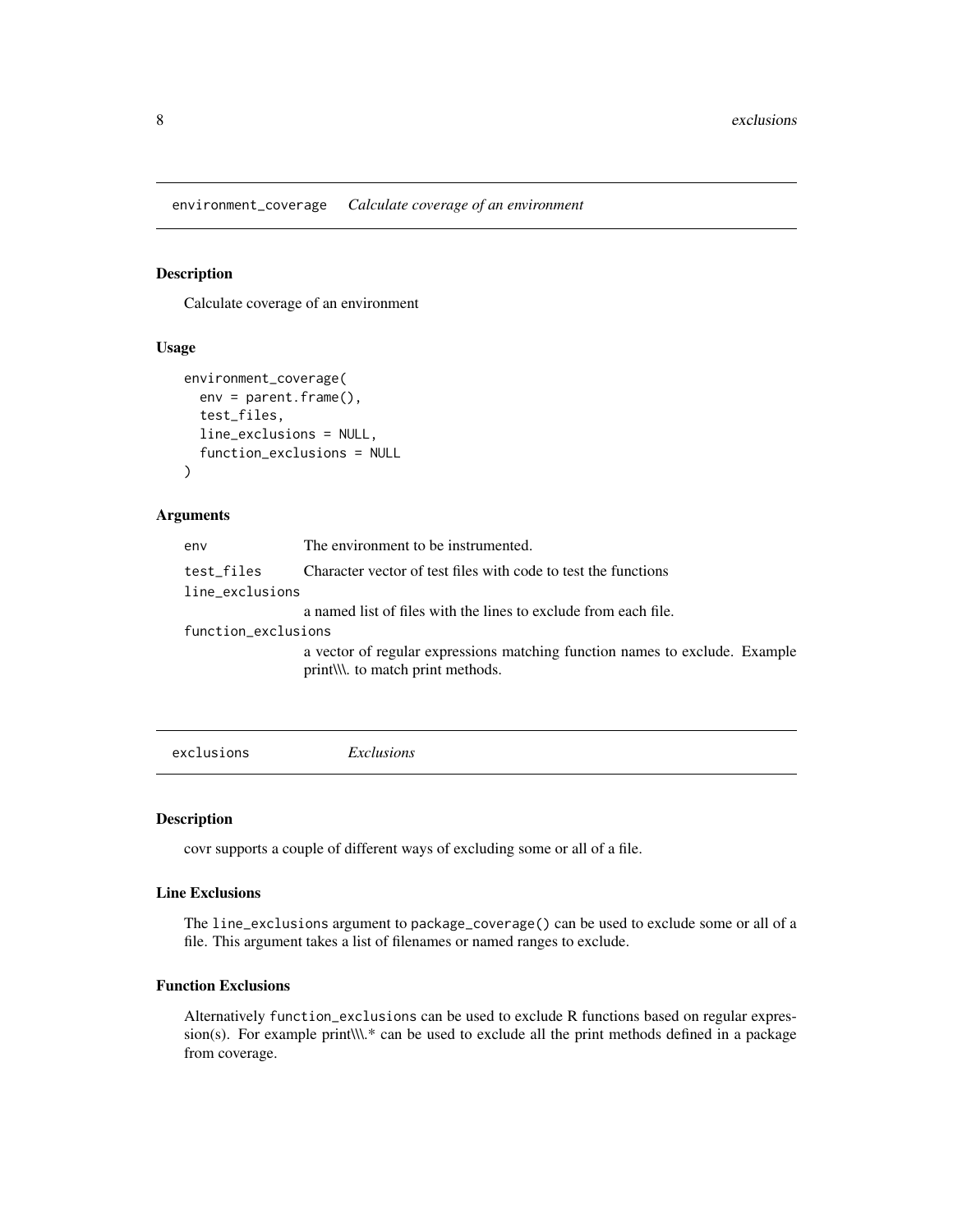## environment_coverage *Calculate coverage of an environment*

### Description

Calculate coverage of an environment

### Usage

```
environment_coverage(
  env = parent.frame(),
  test_files,
  line_exclusions = NULL,
  function_exclusions = NULL
)
```

### Arguments

| | |
|---|---|
| `env` | The environment to be instrumented. |
| `test_files` | Character vector of test files with code to test the functions |
| `line_exclusions` | a named list of files with the lines to exclude from each file. |
| `function_exclusions` | a vector of regular expressions matching function names to exclude. Example print\\\. to match print methods. |

## exclusions *Exclusions*

### Description

covr supports a couple of different ways of excluding some or all of a file.

### Line Exclusions

The `line_exclusions` argument to `package_coverage()` can be used to exclude some or all of a file. This argument takes a list of filenames or named ranges to exclude.

### Function Exclusions

Alternatively `function_exclusions` can be used to exclude R functions based on regular expression(s). For example print\\\.* can be used to exclude all the print methods defined in a package from coverage.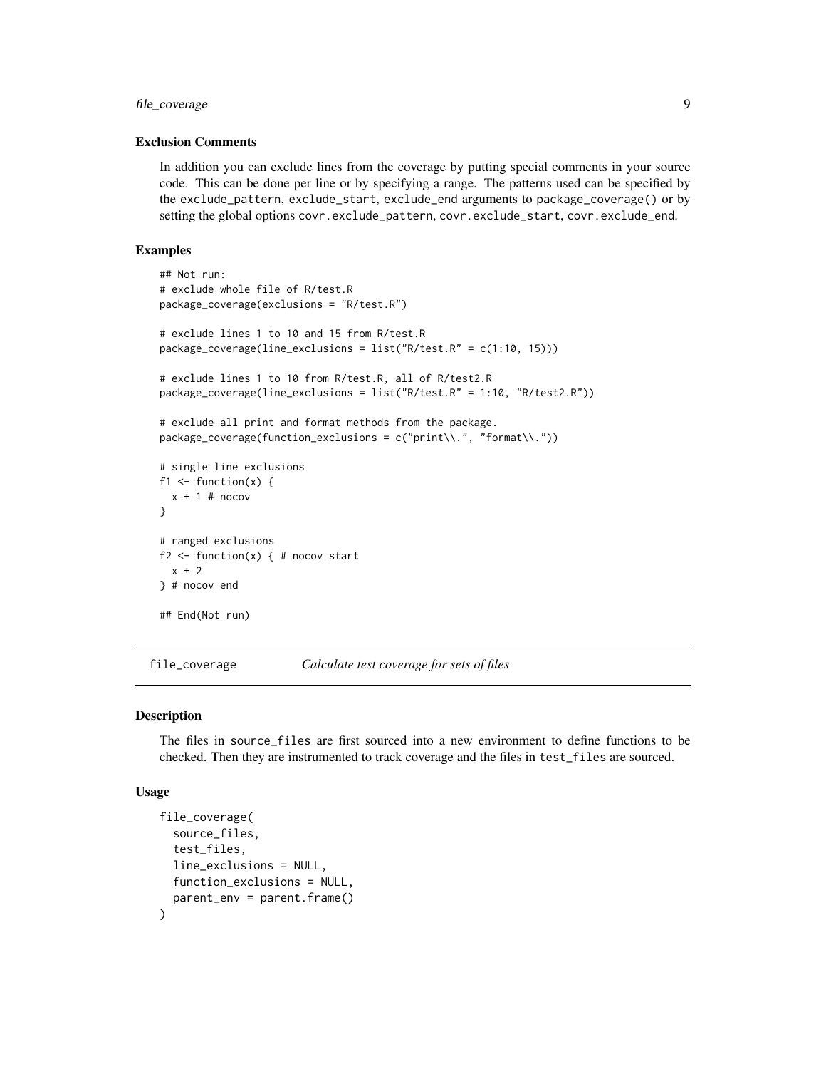### Exclusion Comments

In addition you can exclude lines from the coverage by putting special comments in your source code. This can be done per line or by specifying a range. The patterns used can be specified by the `exclude_pattern`, `exclude_start`, `exclude_end` arguments to `package_coverage()` or by setting the global options `covr.exclude_pattern`, `covr.exclude_start`, `covr.exclude_end`.

### Examples

```
## Not run:
# exclude whole file of R/test.R
package_coverage(exclusions = "R/test.R")

# exclude lines 1 to 10 and 15 from R/test.R
package_coverage(line_exclusions = list("R/test.R" = c(1:10, 15)))

# exclude lines 1 to 10 from R/test.R, all of R/test2.R
package_coverage(line_exclusions = list("R/test.R" = 1:10, "R/test2.R"))

# exclude all print and format methods from the package.
package_coverage(function_exclusions = c("print\\.", "format\\."))

# single line exclusions
f1 <- function(x) {
  x + 1 # nocov
}

# ranged exclusions
f2 <- function(x) { # nocov start
  x + 2
} # nocov end

## End(Not run)
```

---

## file_coverage — *Calculate test coverage for sets of files*

### Description

The files in `source_files` are first sourced into a new environment to define functions to be checked. Then they are instrumented to track coverage and the files in `test_files` are sourced.

### Usage

```
file_coverage(
  source_files,
  test_files,
  line_exclusions = NULL,
  function_exclusions = NULL,
  parent_env = parent.frame()
)
```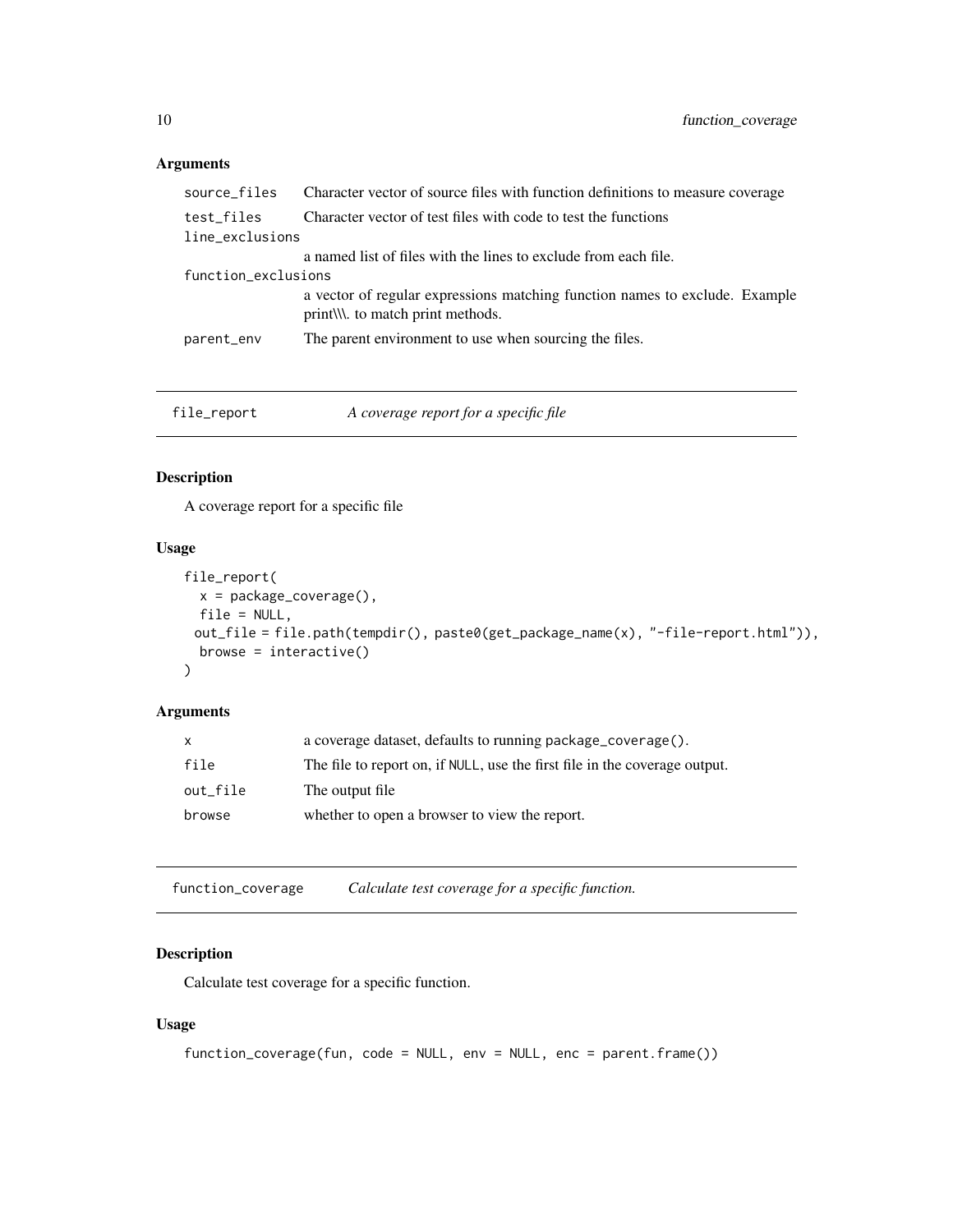### Arguments

| | |
|---|---|
| source_files | Character vector of source files with function definitions to measure coverage |
| test_files | Character vector of test files with code to test the functions |
| line_exclusions | a named list of files with the lines to exclude from each file. |
| function_exclusions | a vector of regular expressions matching function names to exclude. Example print\\\. to match print methods. |
| parent_env | The parent environment to use when sourcing the files. |

## file_report — *A coverage report for a specific file*

### Description

A coverage report for a specific file

### Usage

```
file_report(
  x = package_coverage(),
  file = NULL,
  out_file = file.path(tempdir(), paste0(get_package_name(x), "-file-report.html")),
  browse = interactive()
)
```

### Arguments

| | |
|---|---|
| x | a coverage dataset, defaults to running package_coverage(). |
| file | The file to report on, if NULL, use the first file in the coverage output. |
| out_file | The output file |
| browse | whether to open a browser to view the report. |

## function_coverage — *Calculate test coverage for a specific function.*

### Description

Calculate test coverage for a specific function.

### Usage

```
function_coverage(fun, code = NULL, env = NULL, enc = parent.frame())
```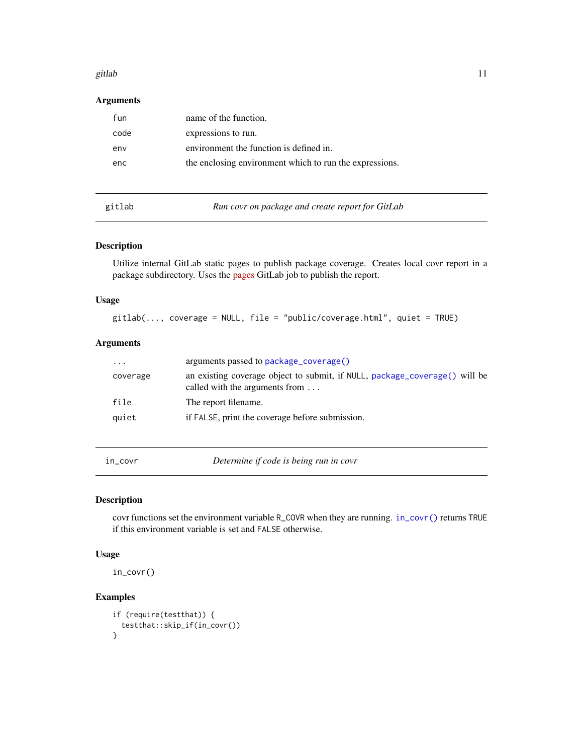### Arguments

| | |
|---|---|
| fun | name of the function. |
| code | expressions to run. |
| env | environment the function is defined in. |
| enc | the enclosing environment which to run the expressions. |

---

## gitlab — *Run covr on package and create report for GitLab*

### Description

Utilize internal GitLab static pages to publish package coverage. Creates local covr report in a package subdirectory. Uses the pages GitLab job to publish the report.

### Usage

```
gitlab(..., coverage = NULL, file = "public/coverage.html", quiet = TRUE)
```

### Arguments

| | |
|---|---|
| ... | arguments passed to `package_coverage()` |
| coverage | an existing coverage object to submit, if `NULL`, `package_coverage()` will be called with the arguments from ... |
| file | The report filename. |
| quiet | if `FALSE`, print the coverage before submission. |

---

## in_covr — *Determine if code is being run in covr*

### Description

covr functions set the environment variable `R_COVR` when they are running. `in_covr()` returns `TRUE` if this environment variable is set and `FALSE` otherwise.

### Usage

```
in_covr()
```

### Examples

```
if (require(testthat)) {
  testthat::skip_if(in_covr())
}
```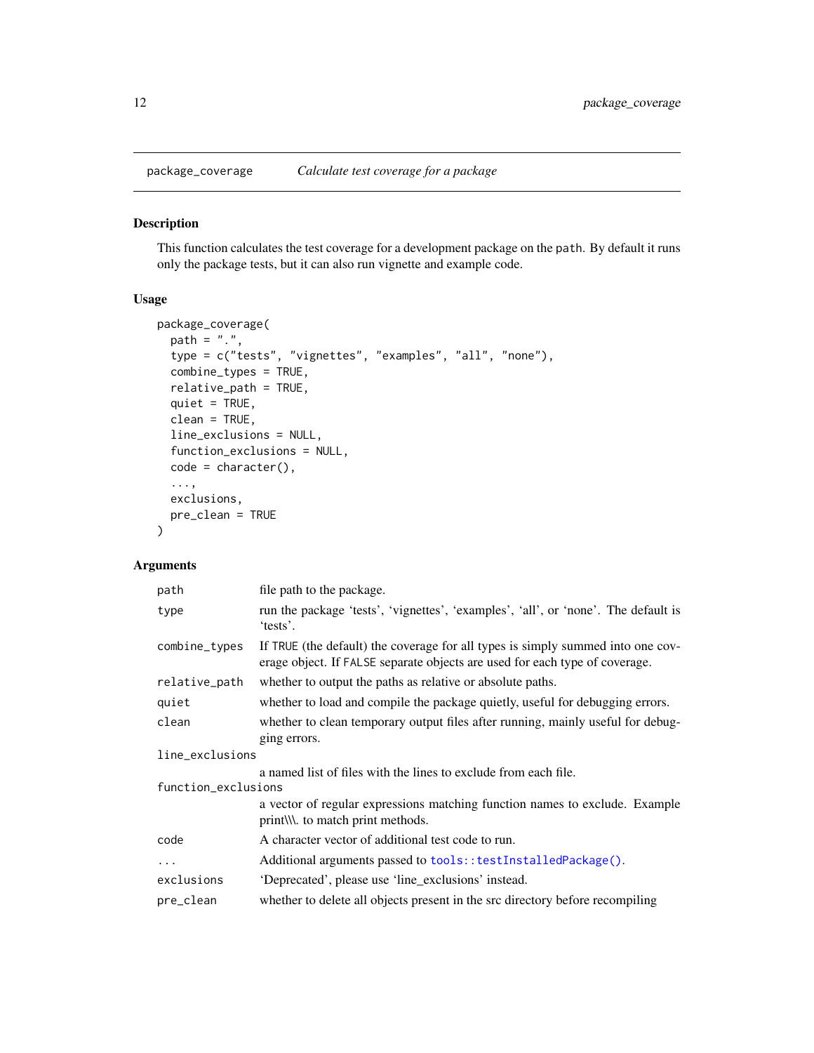## package_coverage — *Calculate test coverage for a package*

### Description

This function calculates the test coverage for a development package on the `path`. By default it runs only the package tests, but it can also run vignette and example code.

### Usage

```
package_coverage(
  path = ".",
  type = c("tests", "vignettes", "examples", "all", "none"),
  combine_types = TRUE,
  relative_path = TRUE,
  quiet = TRUE,
  clean = TRUE,
  line_exclusions = NULL,
  function_exclusions = NULL,
  code = character(),
  ...,
  exclusions,
  pre_clean = TRUE
)
```

### Arguments

| Argument | Description |
|---|---|
| `path` | file path to the package. |
| `type` | run the package 'tests', 'vignettes', 'examples', 'all', or 'none'. The default is 'tests'. |
| `combine_types` | If `TRUE` (the default) the coverage for all types is simply summed into one coverage object. If `FALSE` separate objects are used for each type of coverage. |
| `relative_path` | whether to output the paths as relative or absolute paths. |
| `quiet` | whether to load and compile the package quietly, useful for debugging errors. |
| `clean` | whether to clean temporary output files after running, mainly useful for debugging errors. |
| `line_exclusions` | a named list of files with the lines to exclude from each file. |
| `function_exclusions` | a vector of regular expressions matching function names to exclude. Example print\\\. to match print methods. |
| `code` | A character vector of additional test code to run. |
| `...` | Additional arguments passed to `tools::testInstalledPackage()`. |
| `exclusions` | 'Deprecated', please use 'line_exclusions' instead. |
| `pre_clean` | whether to delete all objects present in the src directory before recompiling |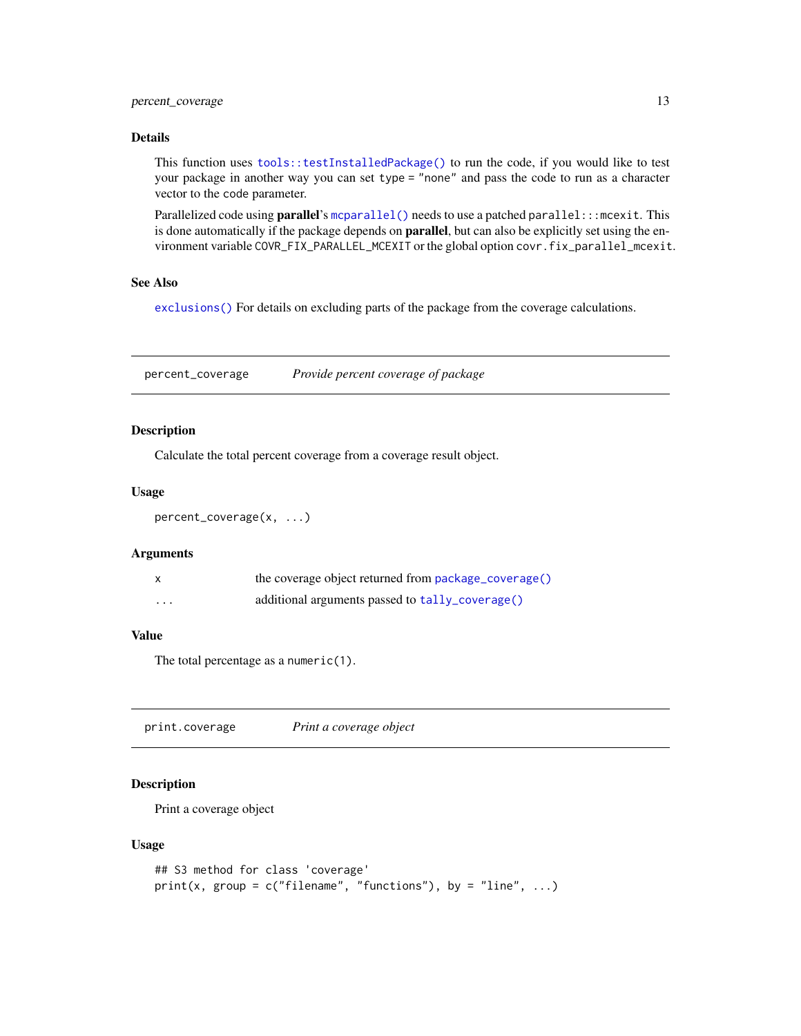### Details

This function uses `tools::testInstalledPackage()` to run the code, if you would like to test your package in another way you can set `type = "none"` and pass the code to run as a character vector to the `code` parameter.

Parallelized code using **parallel**'s `mcparallel()` needs to use a patched `parallel:::mcexit`. This is done automatically if the package depends on **parallel**, but can also be explicitly set using the environment variable `COVR_FIX_PARALLEL_MCEXIT` or the global option `covr.fix_parallel_mcexit`.

### See Also

`exclusions()` For details on excluding parts of the package from the coverage calculations.

---

## `percent_coverage` *Provide percent coverage of package*

### Description

Calculate the total percent coverage from a coverage result object.

### Usage

```
percent_coverage(x, ...)
```

### Arguments

| | |
|---|---|
| `x` | the coverage object returned from `package_coverage()` |
| `...` | additional arguments passed to `tally_coverage()` |

### Value

The total percentage as a `numeric(1)`.

---

## `print.coverage` *Print a coverage object*

### Description

Print a coverage object

### Usage

```
## S3 method for class 'coverage'
print(x, group = c("filename", "functions"), by = "line", ...)
```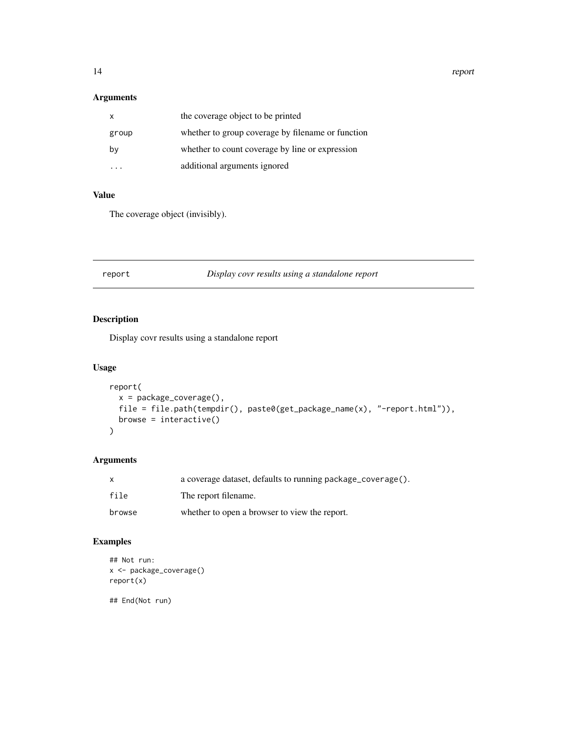### Arguments

| | |
|---|---|
| `x` | the coverage object to be printed |
| `group` | whether to group coverage by filename or function |
| `by` | whether to count coverage by line or expression |
| `...` | additional arguments ignored |

### Value

The coverage object (invisibly).

---

## report — *Display covr results using a standalone report*

---

### Description

Display covr results using a standalone report

### Usage

```
report(
  x = package_coverage(),
  file = file.path(tempdir(), paste0(get_package_name(x), "-report.html")),
  browse = interactive()
)
```

### Arguments

| | |
|---|---|
| `x` | a coverage dataset, defaults to running `package_coverage()`. |
| `file` | The report filename. |
| `browse` | whether to open a browser to view the report. |

### Examples

```
## Not run:
x <- package_coverage()
report(x)

## End(Not run)
```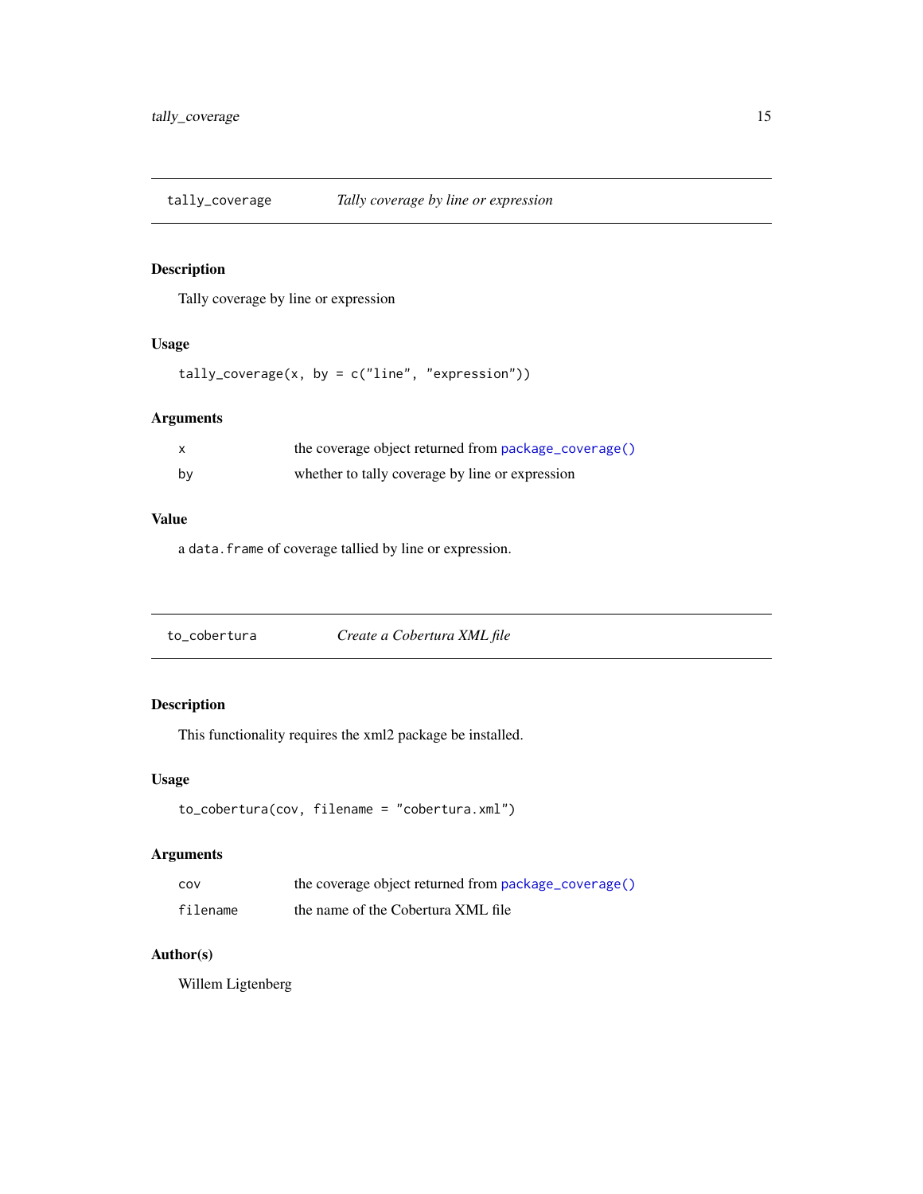## tally_coverage — *Tally coverage by line or expression*

### Description

Tally coverage by line or expression

### Usage

```
tally_coverage(x, by = c("line", "expression"))
```

### Arguments

| | |
|---|---|
| `x` | the coverage object returned from `package_coverage()` |
| `by` | whether to tally coverage by line or expression |

### Value

a `data.frame` of coverage tallied by line or expression.

## to_cobertura — *Create a Cobertura XML file*

### Description

This functionality requires the xml2 package be installed.

### Usage

```
to_cobertura(cov, filename = "cobertura.xml")
```

### Arguments

| | |
|---|---|
| `cov` | the coverage object returned from `package_coverage()` |
| `filename` | the name of the Cobertura XML file |

### Author(s)

Willem Ligtenberg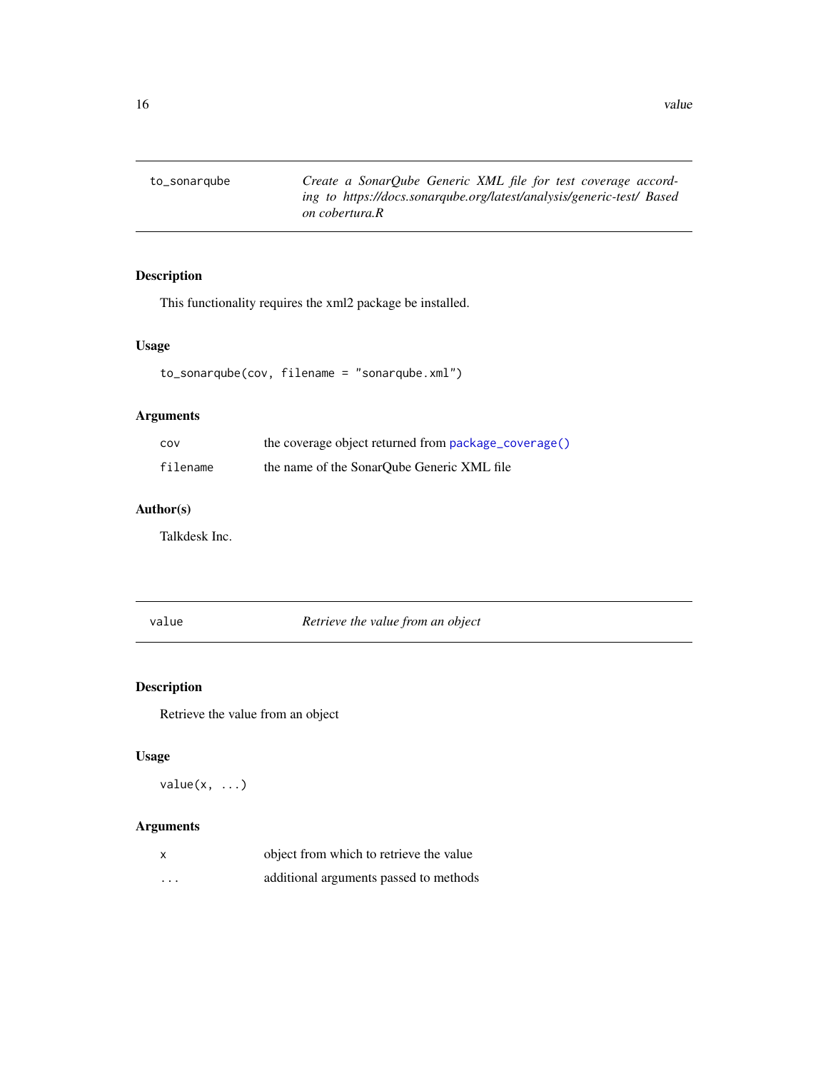## to_sonarqube — *Create a SonarQube Generic XML file for test coverage according to https://docs.sonarqube.org/latest/analysis/generic-test/ Based on cobertura.R*

### Description

This functionality requires the xml2 package be installed.

### Usage

```
to_sonarqube(cov, filename = "sonarqube.xml")
```

### Arguments

| | |
|---|---|
| `cov` | the coverage object returned from `package_coverage()` |
| `filename` | the name of the SonarQube Generic XML file |

### Author(s)

Talkdesk Inc.

## value — *Retrieve the value from an object*

### Description

Retrieve the value from an object

### Usage

```
value(x, ...)
```

### Arguments

| | |
|---|---|
| `x` | object from which to retrieve the value |
| `...` | additional arguments passed to methods |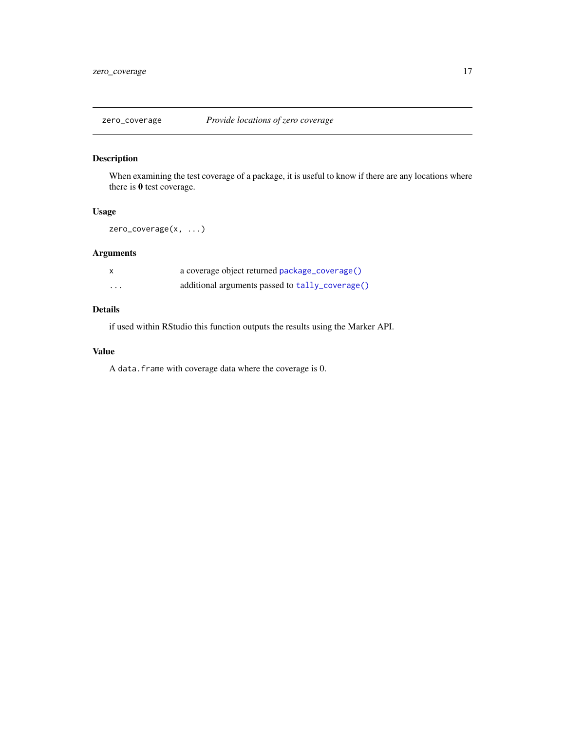## zero_coverage — *Provide locations of zero coverage*

### Description

When examining the test coverage of a package, it is useful to know if there are any locations where there is **0** test coverage.

### Usage

```
zero_coverage(x, ...)
```

### Arguments

| | |
|---|---|
| `x` | a coverage object returned `package_coverage()` |
| `...` | additional arguments passed to `tally_coverage()` |

### Details

if used within RStudio this function outputs the results using the Marker API.

### Value

A `data.frame` with coverage data where the coverage is 0.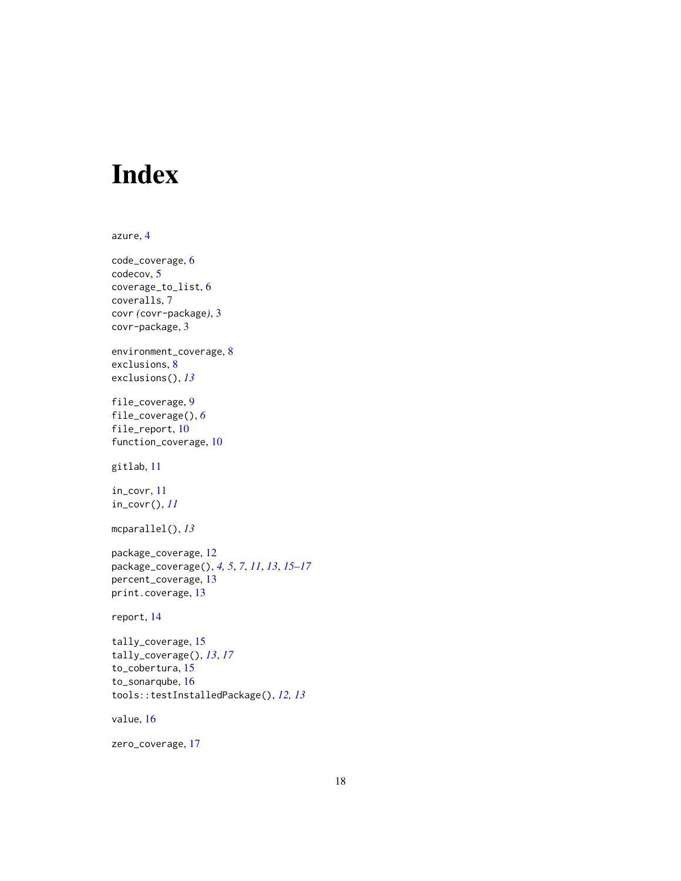# Index

azure, 4

code_coverage, 6
codecov, 5
coverage_to_list, 6
coveralls, 7
covr *(*covr-package*)*, 3
covr-package, 3

environment_coverage, 8
exclusions, 8
exclusions(), *13*

file_coverage, 9
file_coverage(), *6*
file_report, 10
function_coverage, 10

gitlab, 11

in_covr, 11
in_covr(), *11*

mcparallel(), *13*

package_coverage, 12
package_coverage(), *4, 5*, *7*, *11*, *13*, *15–17*
percent_coverage, 13
print.coverage, 13

report, 14

tally_coverage, 15
tally_coverage(), *13*, *17*
to_cobertura, 15
to_sonarqube, 16
tools::testInstalledPackage(), *12, 13*

value, 16

zero_coverage, 17